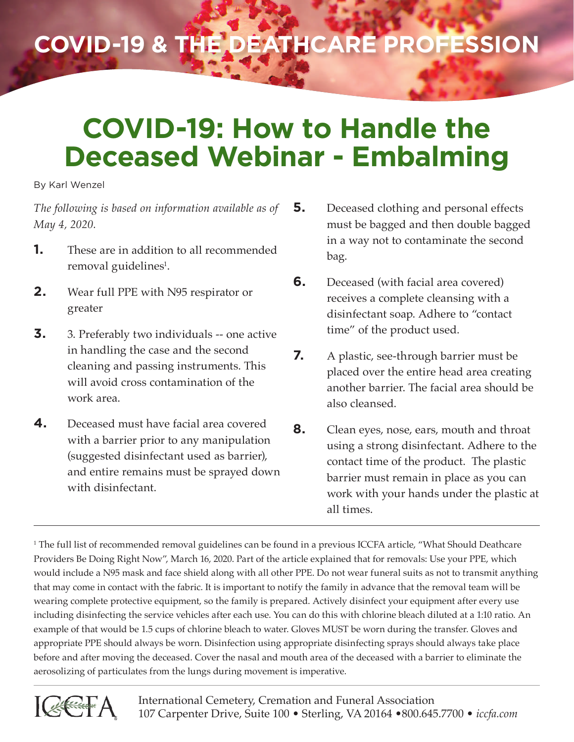# COVID-19 & THE DEATHCARE PROFESSION

## COVID-19: How to Handle the Deceased Webinar - Embalming

By Karl Wenzel

*The following is based on information available as of May 4, 2020.*

**1.** These are in addition to all recommended removal guidelines[1].

**2.** Wear full PPE with N95 respirator or greater

**3.** 3. Preferably two individuals -- one active in handling the case and the second cleaning and passing instruments. This will avoid cross contamination of the work area.

**4.** Deceased must have facial area covered with a barrier prior to any manipulation (suggested disinfectant used as barrier), and entire remains must be sprayed down with disinfectant.

**5.** Deceased clothing and personal effects must be bagged and then double bagged in a way not to contaminate the second bag.

**6.** Deceased (with facial area covered) receives a complete cleansing with a disinfectant soap. Adhere to "contact time" of the product used.

**7.** A plastic, see-through barrier must be placed over the entire head area creating another barrier. The facial area should be also cleansed.

**8.** Clean eyes, nose, ears, mouth and throat using a strong disinfectant. Adhere to the contact time of the product. The plastic barrier must remain in place as you can work with your hands under the plastic at all times.

---

[1] The full list of recommended removal guidelines can be found in a previous ICCFA article, "What Should Deathcare Providers Be Doing Right Now", March 16, 2020. Part of the article explained that for removals: Use your PPE, which would include a N95 mask and face shield along with all other PPE. Do not wear funeral suits as not to transmit anything that may come in contact with the fabric. It is important to notify the family in advance that the removal team will be wearing complete protective equipment, so the family is prepared. Actively disinfect your equipment after every use including disinfecting the service vehicles after each use. You can do this with chlorine bleach diluted at a 1:10 ratio. An example of that would be 1.5 cups of chlorine bleach to water. Gloves MUST be worn during the transfer. Gloves and appropriate PPE should always be worn. Disinfection using appropriate disinfecting sprays should always take place before and after moving the deceased. Cover the nasal and mouth area of the deceased with a barrier to eliminate the aerosolizing of particulates from the lungs during movement is imperative.

International Cemetery, Cremation and Funeral Association
107 Carpenter Drive, Suite 100 • Sterling, VA 20164 •800.645.7700 • *iccfa.com*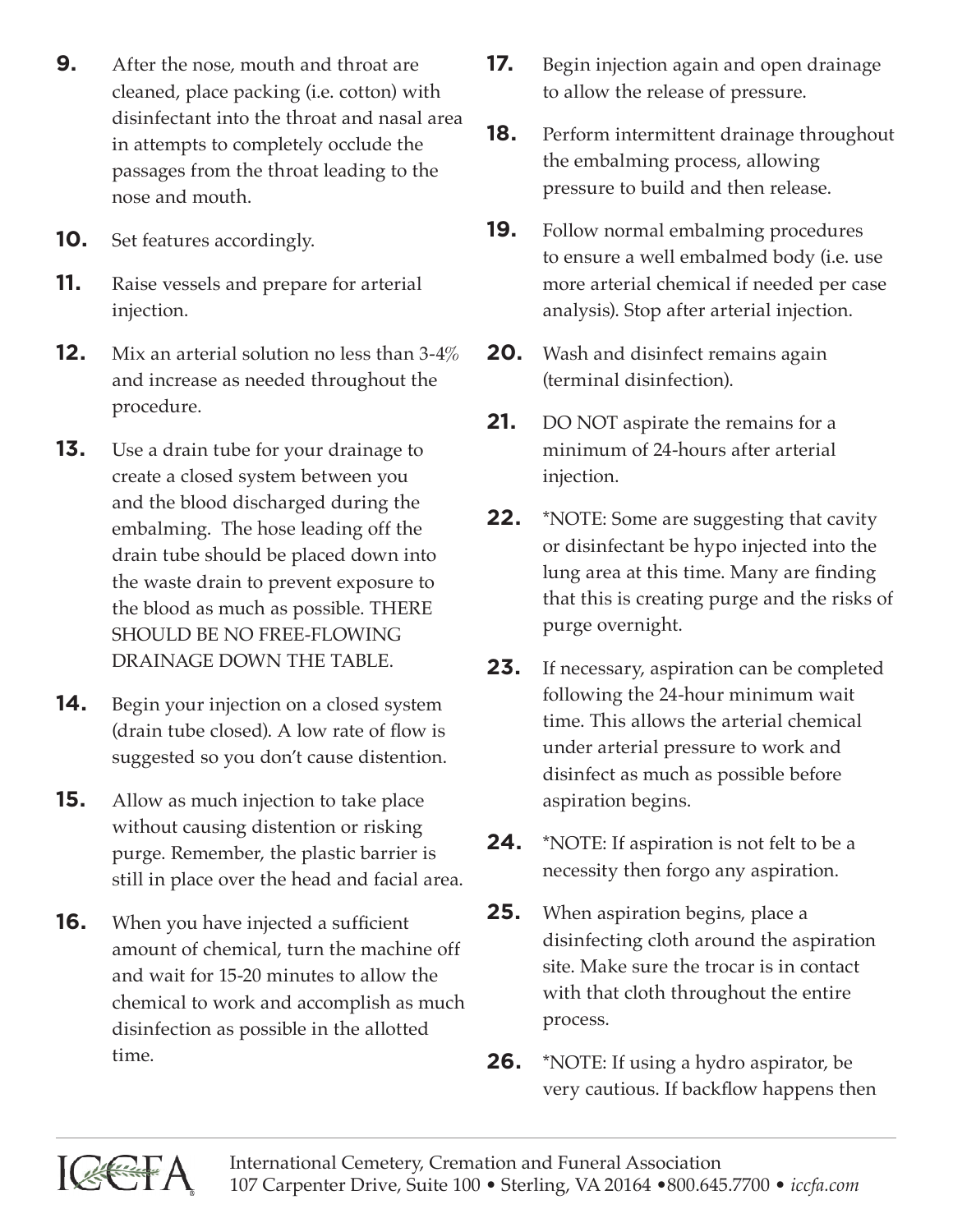9. After the nose, mouth and throat are cleaned, place packing (i.e. cotton) with disinfectant into the throat and nasal area in attempts to completely occlude the passages from the throat leading to the nose and mouth.

10. Set features accordingly.

11. Raise vessels and prepare for arterial injection.

12. Mix an arterial solution no less than 3-4% and increase as needed throughout the procedure.

13. Use a drain tube for your drainage to create a closed system between you and the blood discharged during the embalming. The hose leading off the drain tube should be placed down into the waste drain to prevent exposure to the blood as much as possible. THERE SHOULD BE NO FREE-FLOWING DRAINAGE DOWN THE TABLE.

14. Begin your injection on a closed system (drain tube closed). A low rate of flow is suggested so you don't cause distention.

15. Allow as much injection to take place without causing distention or risking purge. Remember, the plastic barrier is still in place over the head and facial area.

16. When you have injected a sufficient amount of chemical, turn the machine off and wait for 15-20 minutes to allow the chemical to work and accomplish as much disinfection as possible in the allotted time.

17. Begin injection again and open drainage to allow the release of pressure.

18. Perform intermittent drainage throughout the embalming process, allowing pressure to build and then release.

19. Follow normal embalming procedures to ensure a well embalmed body (i.e. use more arterial chemical if needed per case analysis). Stop after arterial injection.

20. Wash and disinfect remains again (terminal disinfection).

21. DO NOT aspirate the remains for a minimum of 24-hours after arterial injection.

22. *NOTE: Some are suggesting that cavity or disinfectant be hypo injected into the lung area at this time. Many are finding that this is creating purge and the risks of purge overnight.

23. If necessary, aspiration can be completed following the 24-hour minimum wait time. This allows the arterial chemical under arterial pressure to work and disinfect as much as possible before aspiration begins.

24. *NOTE: If aspiration is not felt to be a necessity then forgo any aspiration.

25. When aspiration begins, place a disinfecting cloth around the aspiration site. Make sure the trocar is in contact with that cloth throughout the entire process.

26. *NOTE: If using a hydro aspirator, be very cautious. If backflow happens then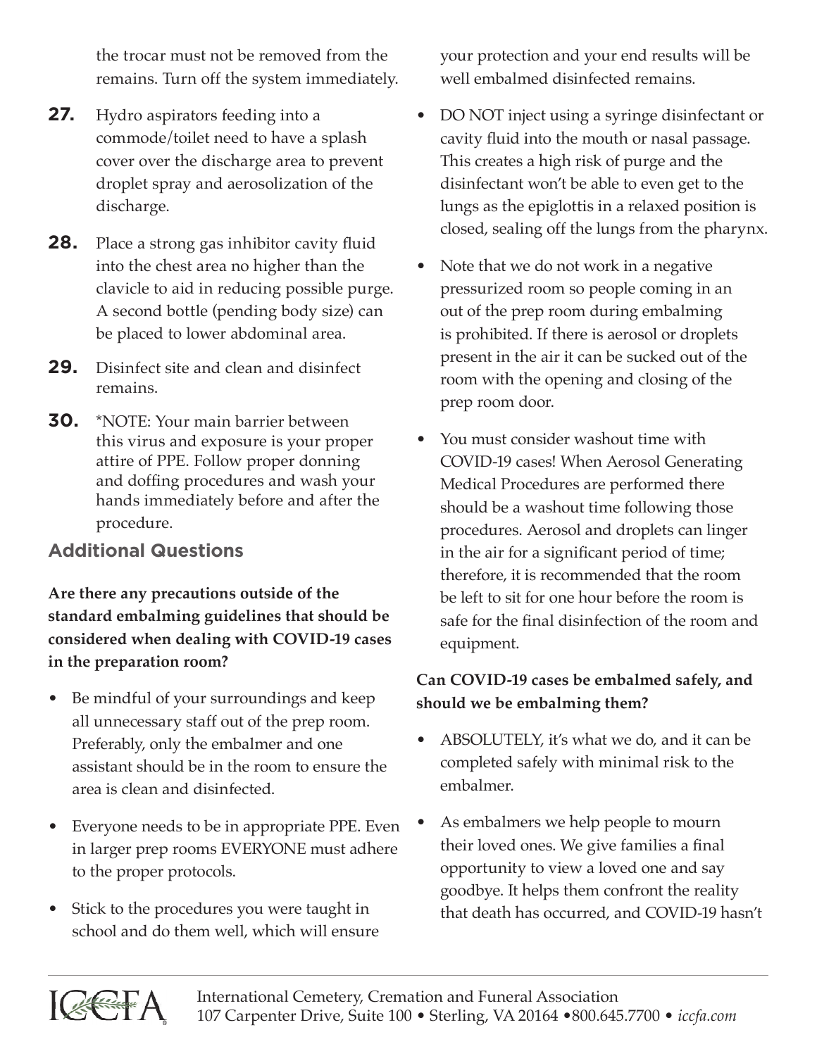the trocar must not be removed from the remains. Turn off the system immediately.

27. Hydro aspirators feeding into a commode/toilet need to have a splash cover over the discharge area to prevent droplet spray and aerosolization of the discharge.

28. Place a strong gas inhibitor cavity fluid into the chest area no higher than the clavicle to aid in reducing possible purge. A second bottle (pending body size) can be placed to lower abdominal area.

29. Disinfect site and clean and disinfect remains.

30. *NOTE: Your main barrier between this virus and exposure is your proper attire of PPE. Follow proper donning and doffing procedures and wash your hands immediately before and after the procedure.

## Additional Questions

**Are there any precautions outside of the standard embalming guidelines that should be considered when dealing with COVID-19 cases in the preparation room?**

- Be mindful of your surroundings and keep all unnecessary staff out of the prep room. Preferably, only the embalmer and one assistant should be in the room to ensure the area is clean and disinfected.
- Everyone needs to be in appropriate PPE. Even in larger prep rooms EVERYONE must adhere to the proper protocols.
- Stick to the procedures you were taught in school and do them well, which will ensure your protection and your end results will be well embalmed disinfected remains.
- DO NOT inject using a syringe disinfectant or cavity fluid into the mouth or nasal passage. This creates a high risk of purge and the disinfectant won't be able to even get to the lungs as the epiglottis in a relaxed position is closed, sealing off the lungs from the pharynx.
- Note that we do not work in a negative pressurized room so people coming in an out of the prep room during embalming is prohibited. If there is aerosol or droplets present in the air it can be sucked out of the room with the opening and closing of the prep room door.
- You must consider washout time with COVID-19 cases! When Aerosol Generating Medical Procedures are performed there should be a washout time following those procedures. Aerosol and droplets can linger in the air for a significant period of time; therefore, it is recommended that the room be left to sit for one hour before the room is safe for the final disinfection of the room and equipment.

**Can COVID-19 cases be embalmed safely, and should we be embalming them?**

- ABSOLUTELY, it's what we do, and it can be completed safely with minimal risk to the embalmer.
- As embalmers we help people to mourn their loved ones. We give families a final opportunity to view a loved one and say goodbye. It helps them confront the reality that death has occurred, and COVID-19 hasn't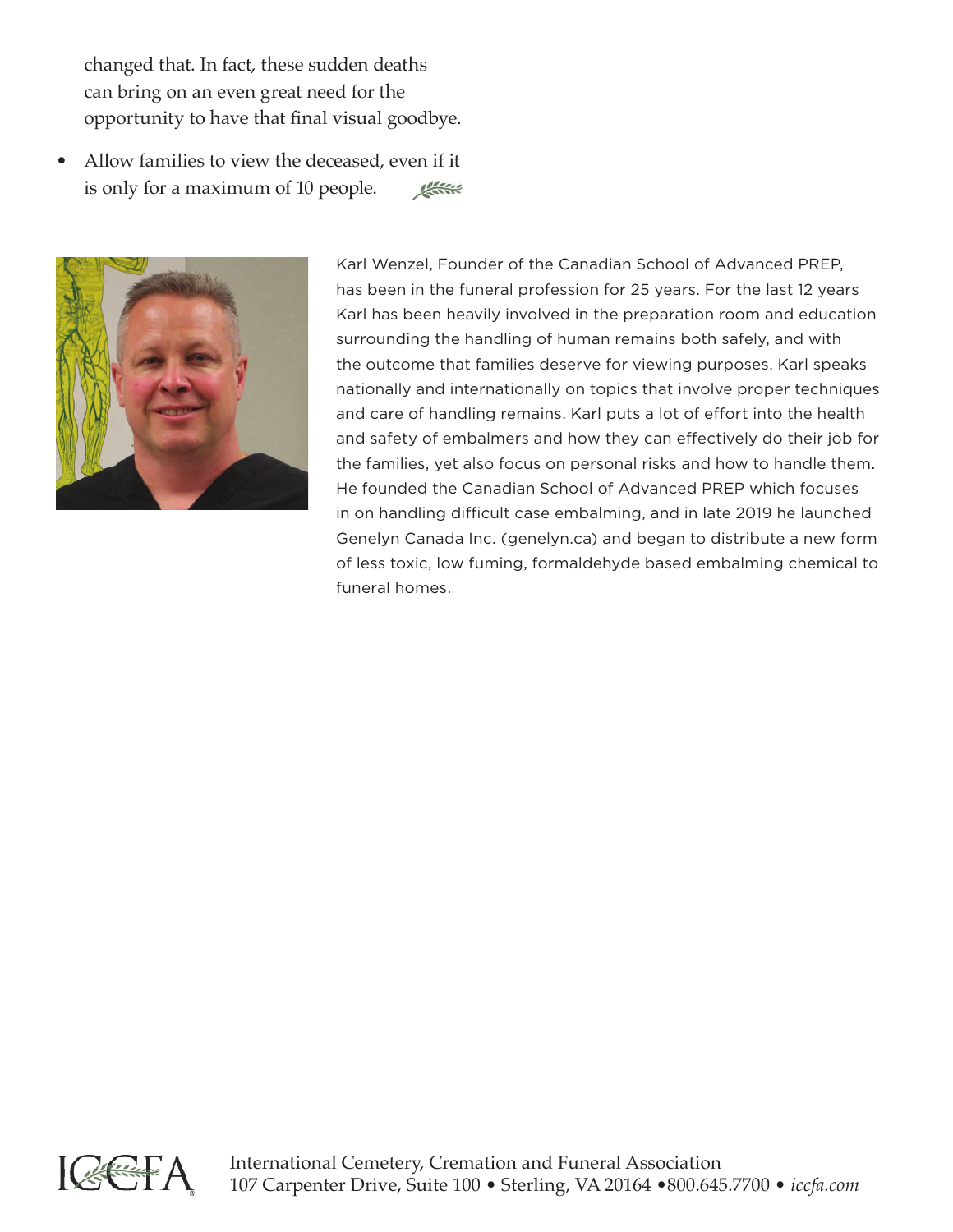changed that. In fact, these sudden deaths can bring on an even great need for the opportunity to have that final visual goodbye.

- Allow families to view the deceased, even if it is only for a maximum of 10 people.

Karl Wenzel, Founder of the Canadian School of Advanced PREP, has been in the funeral profession for 25 years. For the last 12 years Karl has been heavily involved in the preparation room and education surrounding the handling of human remains both safely, and with the outcome that families deserve for viewing purposes. Karl speaks nationally and internationally on topics that involve proper techniques and care of handling remains. Karl puts a lot of effort into the health and safety of embalmers and how they can effectively do their job for the families, yet also focus on personal risks and how to handle them. He founded the Canadian School of Advanced PREP which focuses in on handling difficult case embalming, and in late 2019 he launched Genelyn Canada Inc. (genelyn.ca) and began to distribute a new form of less toxic, low fuming, formaldehyde based embalming chemical to funeral homes.